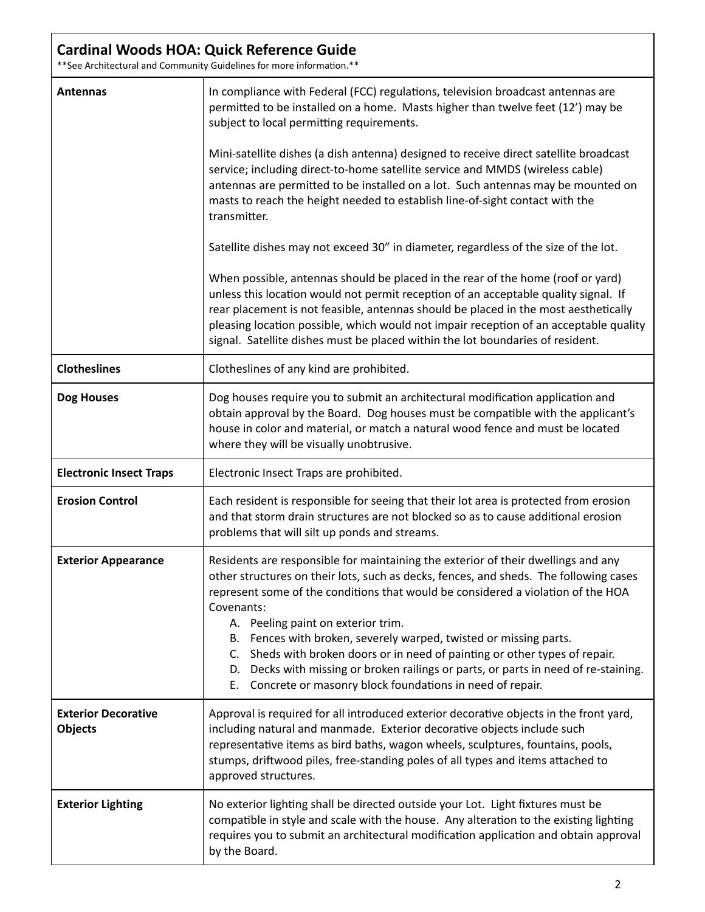## Cardinal Woods HOA: Quick Reference Guide

**See Architectural and Community Guidelines for more information.**

| | |
|---|---|
| **Antennas** | In compliance with Federal (FCC) regulations, television broadcast antennas are permitted to be installed on a home. Masts higher than twelve feet (12') may be subject to local permitting requirements.<br><br>Mini-satellite dishes (a dish antenna) designed to receive direct satellite broadcast service; including direct-to-home satellite service and MMDS (wireless cable) antennas are permitted to be installed on a lot. Such antennas may be mounted on masts to reach the height needed to establish line-of-sight contact with the transmitter.<br><br>Satellite dishes may not exceed 30" in diameter, regardless of the size of the lot.<br><br>When possible, antennas should be placed in the rear of the home (roof or yard) unless this location would not permit reception of an acceptable quality signal. If rear placement is not feasible, antennas should be placed in the most aesthetically pleasing location possible, which would not impair reception of an acceptable quality signal. Satellite dishes must be placed within the lot boundaries of resident. |
| **Clotheslines** | Clotheslines of any kind are prohibited. |
| **Dog Houses** | Dog houses require you to submit an architectural modification application and obtain approval by the Board. Dog houses must be compatible with the applicant's house in color and material, or match a natural wood fence and must be located where they will be visually unobtrusive. |
| **Electronic Insect Traps** | Electronic Insect Traps are prohibited. |
| **Erosion Control** | Each resident is responsible for seeing that their lot area is protected from erosion and that storm drain structures are not blocked so as to cause additional erosion problems that will silt up ponds and streams. |
| **Exterior Appearance** | Residents are responsible for maintaining the exterior of their dwellings and any other structures on their lots, such as decks, fences, and sheds. The following cases represent some of the conditions that would be considered a violation of the HOA Covenants:<br>A. Peeling paint on exterior trim.<br>B. Fences with broken, severely warped, twisted or missing parts.<br>C. Sheds with broken doors or in need of painting or other types of repair.<br>D. Decks with missing or broken railings or parts, or parts in need of re-staining.<br>E. Concrete or masonry block foundations in need of repair. |
| **Exterior Decorative Objects** | Approval is required for all introduced exterior decorative objects in the front yard, including natural and manmade. Exterior decorative objects include such representative items as bird baths, wagon wheels, sculptures, fountains, pools, stumps, driftwood piles, free-standing poles of all types and items attached to approved structures. |
| **Exterior Lighting** | No exterior lighting shall be directed outside your Lot. Light fixtures must be compatible in style and scale with the house. Any alteration to the existing lighting requires you to submit an architectural modification application and obtain approval by the Board. |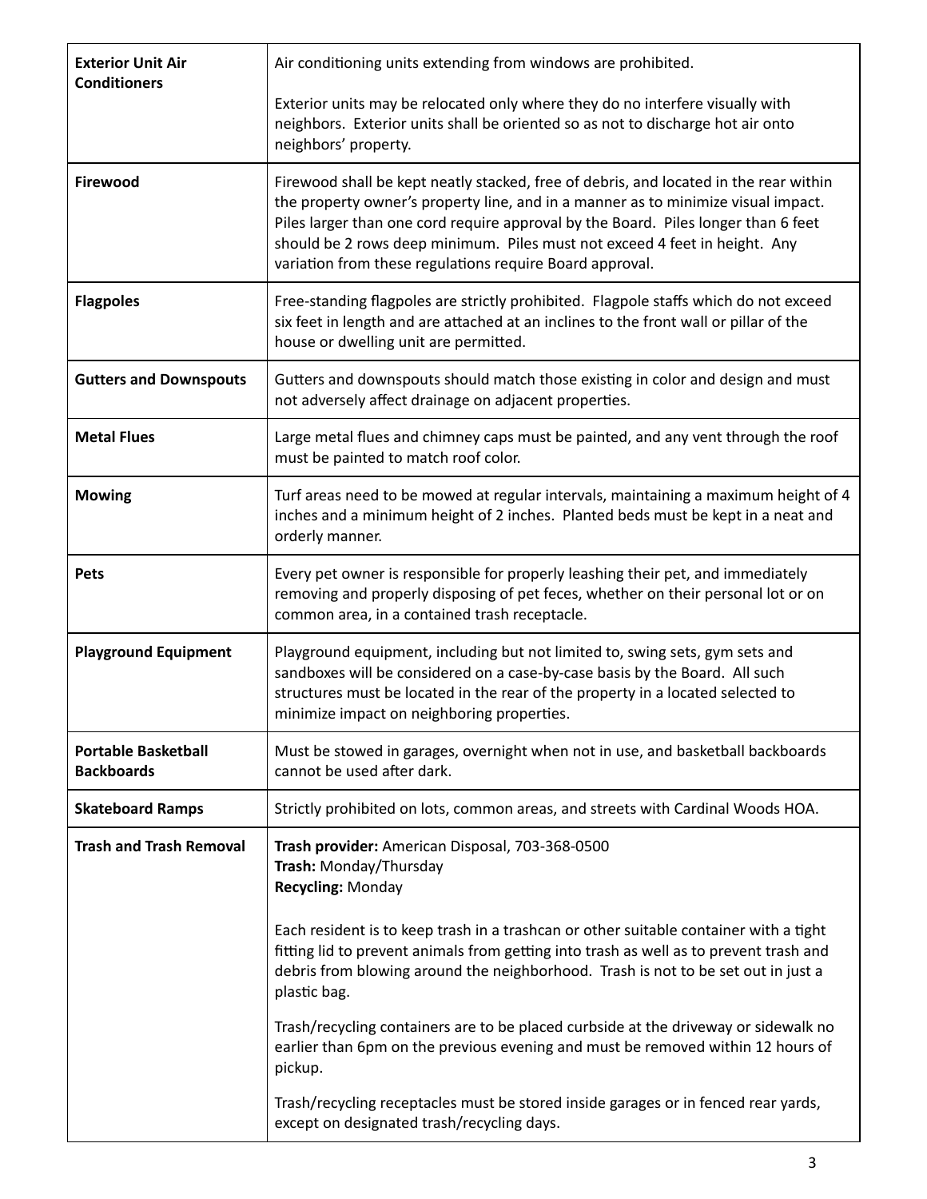| | |
|---|---|
| **Exterior Unit Air Conditioners** | Air conditioning units extending from windows are prohibited.<br><br>Exterior units may be relocated only where they do no interfere visually with neighbors. Exterior units shall be oriented so as not to discharge hot air onto neighbors' property. |
| **Firewood** | Firewood shall be kept neatly stacked, free of debris, and located in the rear within the property owner's property line, and in a manner as to minimize visual impact. Piles larger than one cord require approval by the Board. Piles longer than 6 feet should be 2 rows deep minimum. Piles must not exceed 4 feet in height. Any variation from these regulations require Board approval. |
| **Flagpoles** | Free-standing flagpoles are strictly prohibited. Flagpole staffs which do not exceed six feet in length and are attached at an inclines to the front wall or pillar of the house or dwelling unit are permitted. |
| **Gutters and Downspouts** | Gutters and downspouts should match those existing in color and design and must not adversely affect drainage on adjacent properties. |
| **Metal Flues** | Large metal flues and chimney caps must be painted, and any vent through the roof must be painted to match roof color. |
| **Mowing** | Turf areas need to be mowed at regular intervals, maintaining a maximum height of 4 inches and a minimum height of 2 inches. Planted beds must be kept in a neat and orderly manner. |
| **Pets** | Every pet owner is responsible for properly leashing their pet, and immediately removing and properly disposing of pet feces, whether on their personal lot or on common area, in a contained trash receptacle. |
| **Playground Equipment** | Playground equipment, including but not limited to, swing sets, gym sets and sandboxes will be considered on a case-by-case basis by the Board. All such structures must be located in the rear of the property in a located selected to minimize impact on neighboring properties. |
| **Portable Basketball Backboards** | Must be stowed in garages, overnight when not in use, and basketball backboards cannot be used after dark. |
| **Skateboard Ramps** | Strictly prohibited on lots, common areas, and streets with Cardinal Woods HOA. |
| **Trash and Trash Removal** | **Trash provider:** American Disposal, 703-368-0500<br>**Trash:** Monday/Thursday<br>**Recycling:** Monday<br><br>Each resident is to keep trash in a trashcan or other suitable container with a tight fitting lid to prevent animals from getting into trash as well as to prevent trash and debris from blowing around the neighborhood. Trash is not to be set out in just a plastic bag.<br><br>Trash/recycling containers are to be placed curbside at the driveway or sidewalk no earlier than 6pm on the previous evening and must be removed within 12 hours of pickup.<br><br>Trash/recycling receptacles must be stored inside garages or in fenced rear yards, except on designated trash/recycling days. |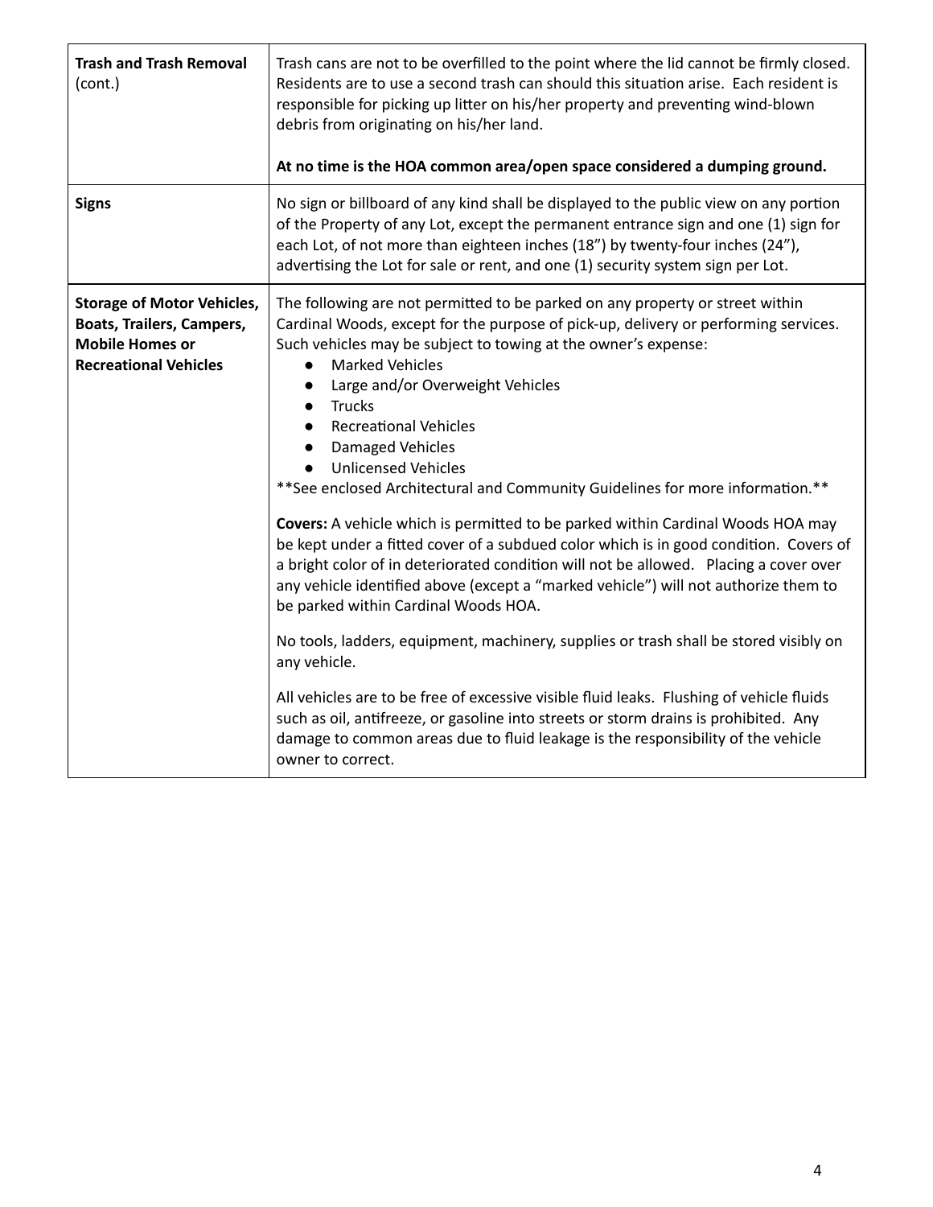| | |
|---|---|
| **Trash and Trash Removal** (cont.) | Trash cans are not to be overfilled to the point where the lid cannot be firmly closed. Residents are to use a second trash can should this situation arise. Each resident is responsible for picking up litter on his/her property and preventing wind-blown debris from originating on his/her land.<br><br>**At no time is the HOA common area/open space considered a dumping ground.** |
| **Signs** | No sign or billboard of any kind shall be displayed to the public view on any portion of the Property of any Lot, except the permanent entrance sign and one (1) sign for each Lot, of not more than eighteen inches (18") by twenty-four inches (24"), advertising the Lot for sale or rent, and one (1) security system sign per Lot. |
| **Storage of Motor Vehicles, Boats, Trailers, Campers, Mobile Homes or Recreational Vehicles** | The following are not permitted to be parked on any property or street within Cardinal Woods, except for the purpose of pick-up, delivery or performing services. Such vehicles may be subject to towing at the owner's expense:<br>● Marked Vehicles<br>● Large and/or Overweight Vehicles<br>● Trucks<br>● Recreational Vehicles<br>● Damaged Vehicles<br>● Unlicensed Vehicles<br>**See enclosed Architectural and Community Guidelines for more information.**<br><br>**Covers:** A vehicle which is permitted to be parked within Cardinal Woods HOA may be kept under a fitted cover of a subdued color which is in good condition. Covers of a bright color of in deteriorated condition will not be allowed. Placing a cover over any vehicle identified above (except a "marked vehicle") will not authorize them to be parked within Cardinal Woods HOA.<br><br>No tools, ladders, equipment, machinery, supplies or trash shall be stored visibly on any vehicle.<br><br>All vehicles are to be free of excessive visible fluid leaks. Flushing of vehicle fluids such as oil, antifreeze, or gasoline into streets or storm drains is prohibited. Any damage to common areas due to fluid leakage is the responsibility of the vehicle owner to correct. |